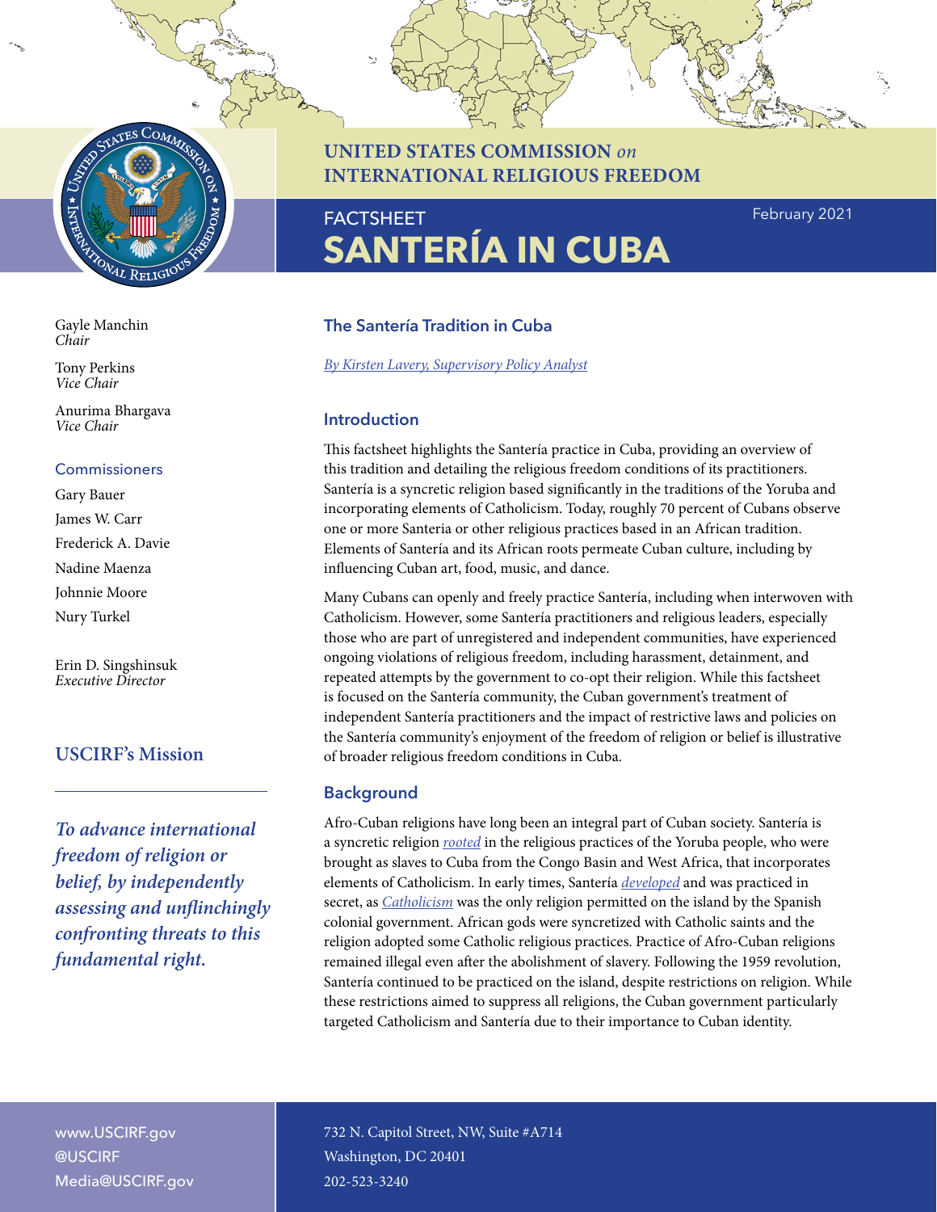**UNITED STATES COMMISSION *on* INTERNATIONAL RELIGIOUS FREEDOM**

FACTSHEET

# SANTERÍA IN CUBA

February 2021

Gayle Manchin
*Chair*

Tony Perkins
*Vice Chair*

Anurima Bhargava
*Vice Chair*

### Commissioners

Gary Bauer
James W. Carr
Frederick A. Davie
Nadine Maenza
Johnnie Moore
Nury Turkel

Erin D. Singshinsuk
*Executive Director*

### USCIRF's Mission

***To advance international freedom of religion or belief, by independently assessing and unflinchingly confronting threats to this fundamental right.***

## The Santería Tradition in Cuba

*By Kirsten Lavery, Supervisory Policy Analyst*

### Introduction

This factsheet highlights the Santería practice in Cuba, providing an overview of this tradition and detailing the religious freedom conditions of its practitioners. Santería is a syncretic religion based significantly in the traditions of the Yoruba and incorporating elements of Catholicism. Today, roughly 70 percent of Cubans observe one or more Santeria or other religious practices based in an African tradition. Elements of Santería and its African roots permeate Cuban culture, including by influencing Cuban art, food, music, and dance.

Many Cubans can openly and freely practice Santería, including when interwoven with Catholicism. However, some Santería practitioners and religious leaders, especially those who are part of unregistered and independent communities, have experienced ongoing violations of religious freedom, including harassment, detainment, and repeated attempts by the government to co-opt their religion. While this factsheet is focused on the Santería community, the Cuban government's treatment of independent Santería practitioners and the impact of restrictive laws and policies on the Santería community's enjoyment of the freedom of religion or belief is illustrative of broader religious freedom conditions in Cuba.

### Background

Afro-Cuban religions have long been an integral part of Cuban society. Santería is a syncretic religion *rooted* in the religious practices of the Yoruba people, who were brought as slaves to Cuba from the Congo Basin and West Africa, that incorporates elements of Catholicism. In early times, Santería *developed* and was practiced in secret, as *Catholicism* was the only religion permitted on the island by the Spanish colonial government. African gods were syncretized with Catholic saints and the religion adopted some Catholic religious practices. Practice of Afro-Cuban religions remained illegal even after the abolishment of slavery. Following the 1959 revolution, Santería continued to be practiced on the island, despite restrictions on religion. While these restrictions aimed to suppress all religions, the Cuban government particularly targeted Catholicism and Santería due to their importance to Cuban identity.

www.USCIRF.gov
@USCIRF
Media@USCIRF.gov

732 N. Capitol Street, NW, Suite #A714
Washington, DC 20401
202-523-3240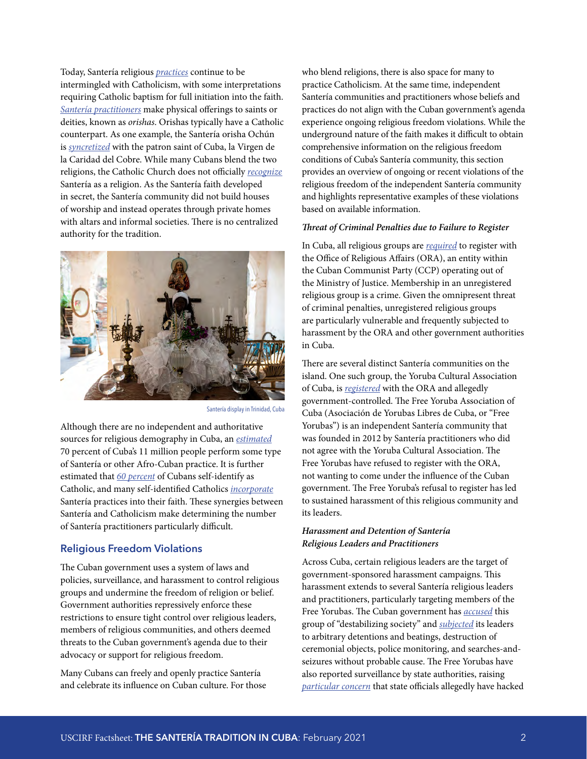Today, Santería religious practices continue to be intermingled with Catholicism, with some interpretations requiring Catholic baptism for full initiation into the faith. Santería practitioners make physical offerings to saints or deities, known as *orishas*. Orishas typically have a Catholic counterpart. As one example, the Santería orisha Ochún is syncretized with the patron saint of Cuba, la Virgen de la Caridad del Cobre. While many Cubans blend the two religions, the Catholic Church does not officially recognize Santería as a religion. As the Santería faith developed in secret, the Santería community did not build houses of worship and instead operates through private homes with altars and informal societies. There is no centralized authority for the tradition.

Santería display in Trinidad, Cuba

Although there are no independent and authoritative sources for religious demography in Cuba, an estimated 70 percent of Cuba's 11 million people perform some type of Santería or other Afro-Cuban practice. It is further estimated that 60 percent of Cubans self-identify as Catholic, and many self-identified Catholics incorporate Santería practices into their faith. These synergies between Santería and Catholicism make determining the number of Santería practitioners particularly difficult.

## Religious Freedom Violations

The Cuban government uses a system of laws and policies, surveillance, and harassment to control religious groups and undermine the freedom of religion or belief. Government authorities repressively enforce these restrictions to ensure tight control over religious leaders, members of religious communities, and others deemed threats to the Cuban government's agenda due to their advocacy or support for religious freedom.

Many Cubans can freely and openly practice Santería and celebrate its influence on Cuban culture. For those who blend religions, there is also space for many to practice Catholicism. At the same time, independent Santería communities and practitioners whose beliefs and practices do not align with the Cuban government's agenda experience ongoing religious freedom violations. While the underground nature of the faith makes it difficult to obtain comprehensive information on the religious freedom conditions of Cuba's Santería community, this section provides an overview of ongoing or recent violations of the religious freedom of the independent Santería community and highlights representative examples of these violations based on available information.

### *Threat of Criminal Penalties due to Failure to Register*

In Cuba, all religious groups are required to register with the Office of Religious Affairs (ORA), an entity within the Cuban Communist Party (CCP) operating out of the Ministry of Justice. Membership in an unregistered religious group is a crime. Given the omnipresent threat of criminal penalties, unregistered religious groups are particularly vulnerable and frequently subjected to harassment by the ORA and other government authorities in Cuba.

There are several distinct Santería communities on the island. One such group, the Yoruba Cultural Association of Cuba, is registered with the ORA and allegedly government-controlled. The Free Yoruba Association of Cuba (Asociación de Yorubas Libres de Cuba, or "Free Yorubas") is an independent Santería community that was founded in 2012 by Santería practitioners who did not agree with the Yoruba Cultural Association. The Free Yorubas have refused to register with the ORA, not wanting to come under the influence of the Cuban government. The Free Yoruba's refusal to register has led to sustained harassment of this religious community and its leaders.

### *Harassment and Detention of Santería Religious Leaders and Practitioners*

Across Cuba, certain religious leaders are the target of government-sponsored harassment campaigns. This harassment extends to several Santería religious leaders and practitioners, particularly targeting members of the Free Yorubas. The Cuban government has accused this group of "destabilizing society" and subjected its leaders to arbitrary detentions and beatings, destruction of ceremonial objects, police monitoring, and searches-and-seizures without probable cause. The Free Yorubas have also reported surveillance by state authorities, raising particular concern that state officials allegedly have hacked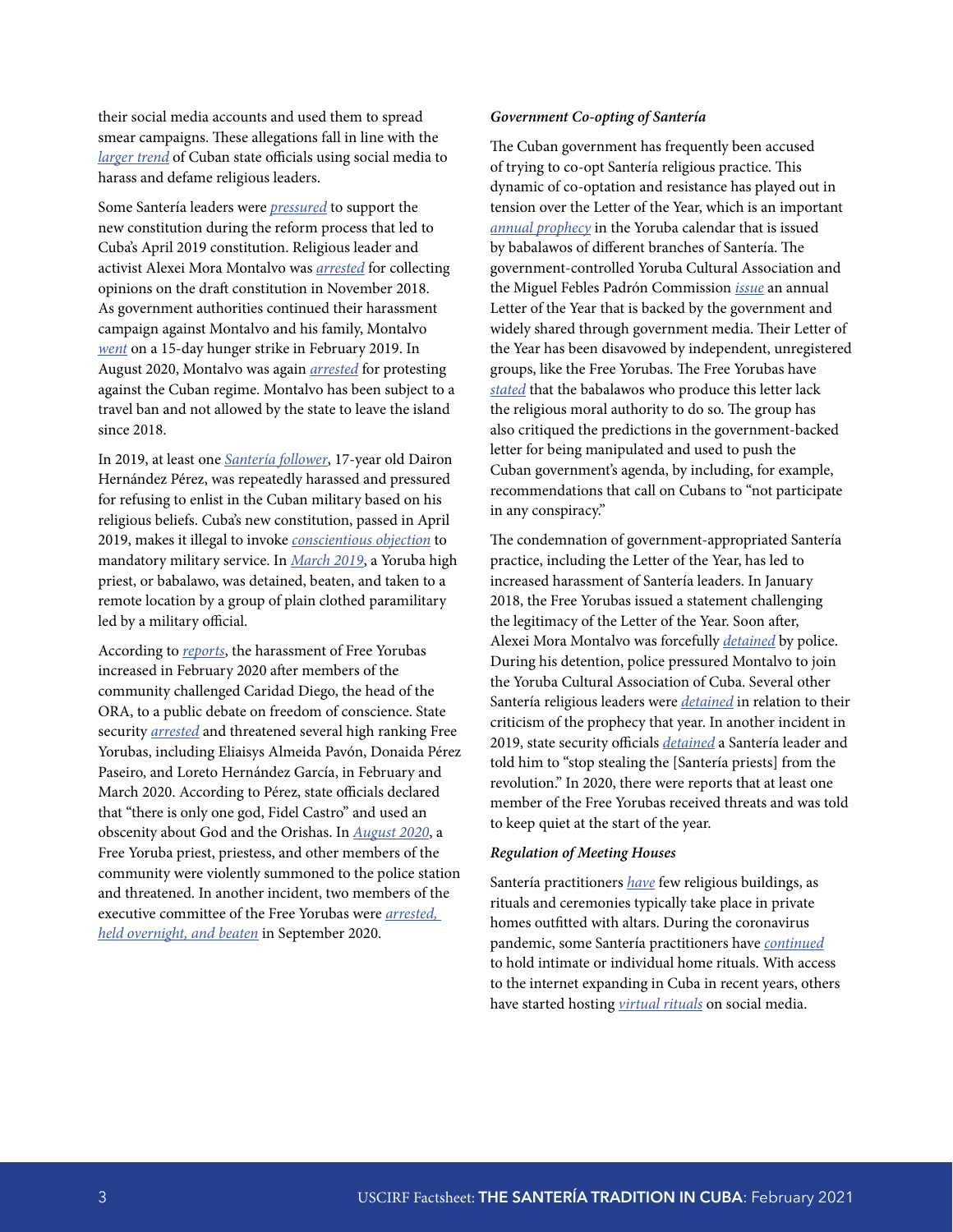their social media accounts and used them to spread smear campaigns. These allegations fall in line with the *larger trend* of Cuban state officials using social media to harass and defame religious leaders.

Some Santería leaders were *pressured* to support the new constitution during the reform process that led to Cuba's April 2019 constitution. Religious leader and activist Alexei Mora Montalvo was *arrested* for collecting opinions on the draft constitution in November 2018. As government authorities continued their harassment campaign against Montalvo and his family, Montalvo *went* on a 15-day hunger strike in February 2019. In August 2020, Montalvo was again *arrested* for protesting against the Cuban regime. Montalvo has been subject to a travel ban and not allowed by the state to leave the island since 2018.

In 2019, at least one *Santería follower*, 17-year old Dairon Hernández Pérez, was repeatedly harassed and pressured for refusing to enlist in the Cuban military based on his religious beliefs. Cuba's new constitution, passed in April 2019, makes it illegal to invoke *conscientious objection* to mandatory military service. In *March 2019*, a Yoruba high priest, or babalawo, was detained, beaten, and taken to a remote location by a group of plain clothed paramilitary led by a military official.

According to *reports*, the harassment of Free Yorubas increased in February 2020 after members of the community challenged Caridad Diego, the head of the ORA, to a public debate on freedom of conscience. State security *arrested* and threatened several high ranking Free Yorubas, including Eliaisys Almeida Pavón, Donaida Pérez Paseiro, and Loreto Hernández García, in February and March 2020. According to Pérez, state officials declared that "there is only one god, Fidel Castro" and used an obscenity about God and the Orishas. In *August 2020*, a Free Yoruba priest, priestess, and other members of the community were violently summoned to the police station and threatened. In another incident, two members of the executive committee of the Free Yorubas were *arrested, held overnight, and beaten* in September 2020.

***Government Co-opting of Santería***

The Cuban government has frequently been accused of trying to co-opt Santería religious practice. This dynamic of co-optation and resistance has played out in tension over the Letter of the Year, which is an important *annual prophecy* in the Yoruba calendar that is issued by babalawos of different branches of Santería. The government-controlled Yoruba Cultural Association and the Miguel Febles Padrón Commission *issue* an annual Letter of the Year that is backed by the government and widely shared through government media. Their Letter of the Year has been disavowed by independent, unregistered groups, like the Free Yorubas. The Free Yorubas have *stated* that the babalawos who produce this letter lack the religious moral authority to do so. The group has also critiqued the predictions in the government-backed letter for being manipulated and used to push the Cuban government's agenda, by including, for example, recommendations that call on Cubans to "not participate in any conspiracy."

The condemnation of government-appropriated Santería practice, including the Letter of the Year, has led to increased harassment of Santería leaders. In January 2018, the Free Yorubas issued a statement challenging the legitimacy of the Letter of the Year. Soon after, Alexei Mora Montalvo was forcefully *detained* by police. During his detention, police pressured Montalvo to join the Yoruba Cultural Association of Cuba. Several other Santería religious leaders were *detained* in relation to their criticism of the prophecy that year. In another incident in 2019, state security officials *detained* a Santería leader and told him to "stop stealing the [Santería priests] from the revolution." In 2020, there were reports that at least one member of the Free Yorubas received threats and was told to keep quiet at the start of the year.

***Regulation of Meeting Houses***

Santería practitioners *have* few religious buildings, as rituals and ceremonies typically take place in private homes outfitted with altars. During the coronavirus pandemic, some Santería practitioners have *continued* to hold intimate or individual home rituals. With access to the internet expanding in Cuba in recent years, others have started hosting *virtual rituals* on social media.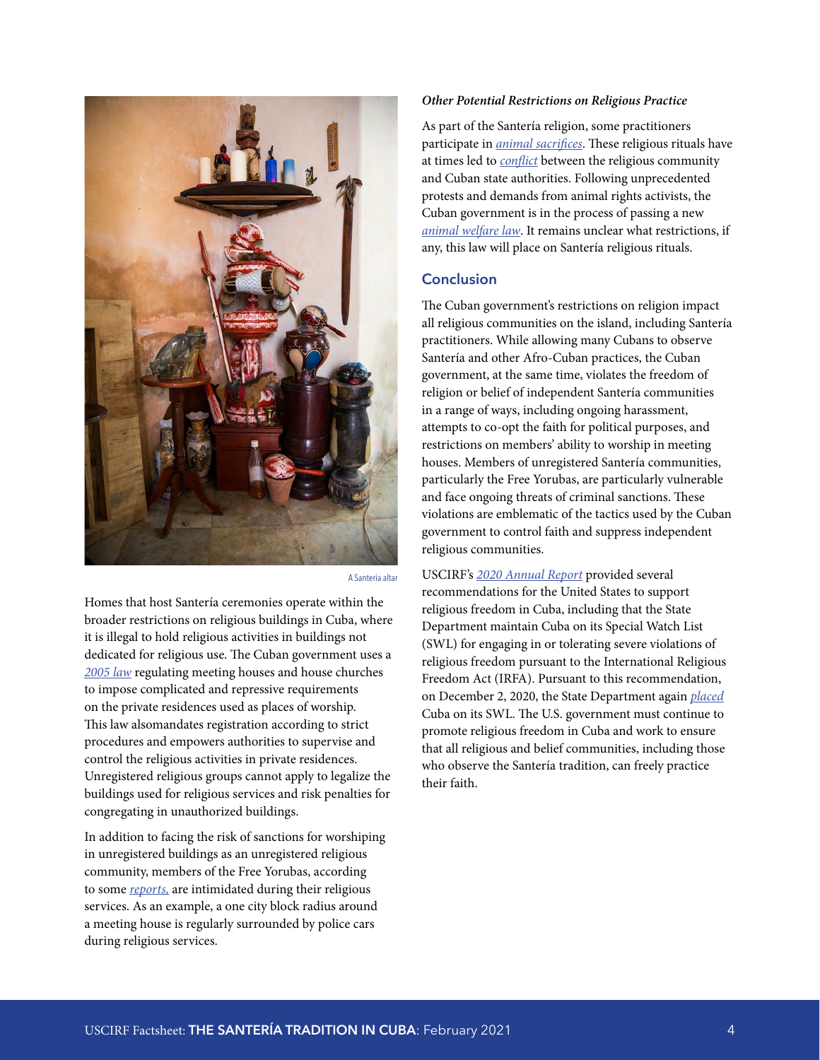A Santeria altar

Homes that host Santería ceremonies operate within the broader restrictions on religious buildings in Cuba, where it is illegal to hold religious activities in buildings not dedicated for religious use. The Cuban government uses a *2005 law* regulating meeting houses and house churches to impose complicated and repressive requirements on the private residences used as places of worship. This law alsomandates registration according to strict procedures and empowers authorities to supervise and control the religious activities in private residences. Unregistered religious groups cannot apply to legalize the buildings used for religious services and risk penalties for congregating in unauthorized buildings.

In addition to facing the risk of sanctions for worshiping in unregistered buildings as an unregistered religious community, members of the Free Yorubas, according to some *reports,* are intimidated during their religious services. As an example, a one city block radius around a meeting house is regularly surrounded by police cars during religious services.

### *Other Potential Restrictions on Religious Practice*

As part of the Santería religion, some practitioners participate in *animal sacrifices*. These religious rituals have at times led to *conflict* between the religious community and Cuban state authorities. Following unprecedented protests and demands from animal rights activists, the Cuban government is in the process of passing a new *animal welfare law*. It remains unclear what restrictions, if any, this law will place on Santería religious rituals.

## Conclusion

The Cuban government's restrictions on religion impact all religious communities on the island, including Santería practitioners. While allowing many Cubans to observe Santería and other Afro-Cuban practices, the Cuban government, at the same time, violates the freedom of religion or belief of independent Santería communities in a range of ways, including ongoing harassment, attempts to co-opt the faith for political purposes, and restrictions on members' ability to worship in meeting houses. Members of unregistered Santería communities, particularly the Free Yorubas, are particularly vulnerable and face ongoing threats of criminal sanctions. These violations are emblematic of the tactics used by the Cuban government to control faith and suppress independent religious communities.

USCIRF's *2020 Annual Report* provided several recommendations for the United States to support religious freedom in Cuba, including that the State Department maintain Cuba on its Special Watch List (SWL) for engaging in or tolerating severe violations of religious freedom pursuant to the International Religious Freedom Act (IRFA). Pursuant to this recommendation, on December 2, 2020, the State Department again *placed* Cuba on its SWL. The U.S. government must continue to promote religious freedom in Cuba and work to ensure that all religious and belief communities, including those who observe the Santería tradition, can freely practice their faith.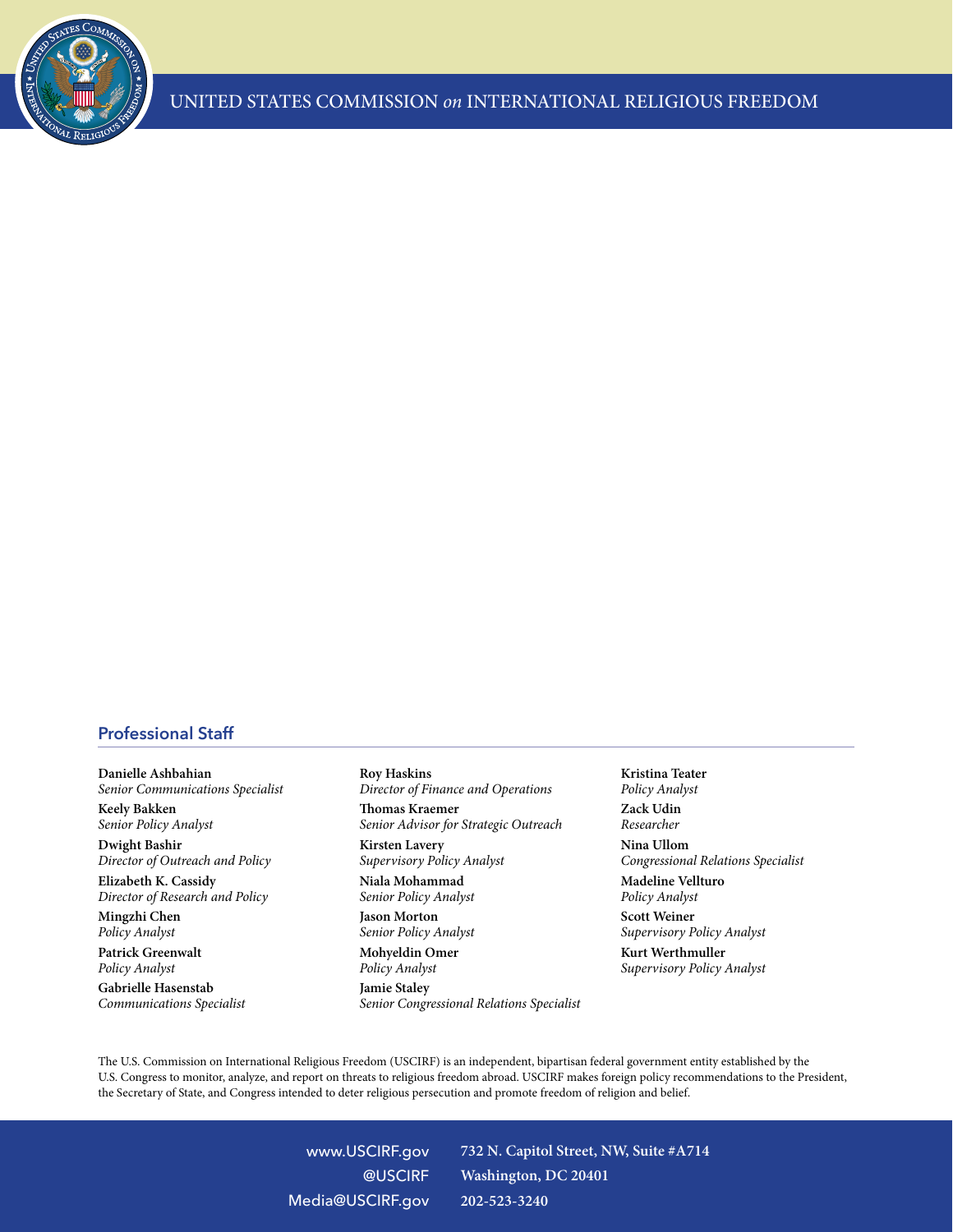UNITED STATES COMMISSION *on* INTERNATIONAL RELIGIOUS FREEDOM

## Professional Staff

**Danielle Ashbahian**
*Senior Communications Specialist*

**Keely Bakken**
*Senior Policy Analyst*

**Dwight Bashir**
*Director of Outreach and Policy*

**Elizabeth K. Cassidy**
*Director of Research and Policy*

**Mingzhi Chen**
*Policy Analyst*

**Patrick Greenwalt**
*Policy Analyst*

**Gabrielle Hasenstab**
*Communications Specialist*

**Roy Haskins**
*Director of Finance and Operations*

**Thomas Kraemer**
*Senior Advisor for Strategic Outreach*

**Kirsten Lavery**
*Supervisory Policy Analyst*

**Niala Mohammad**
*Senior Policy Analyst*

**Jason Morton**
*Senior Policy Analyst*

**Mohyeldin Omer**
*Policy Analyst*

**Jamie Staley**
*Senior Congressional Relations Specialist*

**Kristina Teater**
*Policy Analyst*

**Zack Udin**
*Researcher*

**Nina Ullom**
*Congressional Relations Specialist*

**Madeline Vellturo**
*Policy Analyst*

**Scott Weiner**
*Supervisory Policy Analyst*

**Kurt Werthmuller**
*Supervisory Policy Analyst*

The U.S. Commission on International Religious Freedom (USCIRF) is an independent, bipartisan federal government entity established by the U.S. Congress to monitor, analyze, and report on threats to religious freedom abroad. USCIRF makes foreign policy recommendations to the President, the Secretary of State, and Congress intended to deter religious persecution and promote freedom of religion and belief.

www.USCIRF.gov
@USCIRF
Media@USCIRF.gov

732 N. Capitol Street, NW, Suite #A714
Washington, DC 20401
202-523-3240